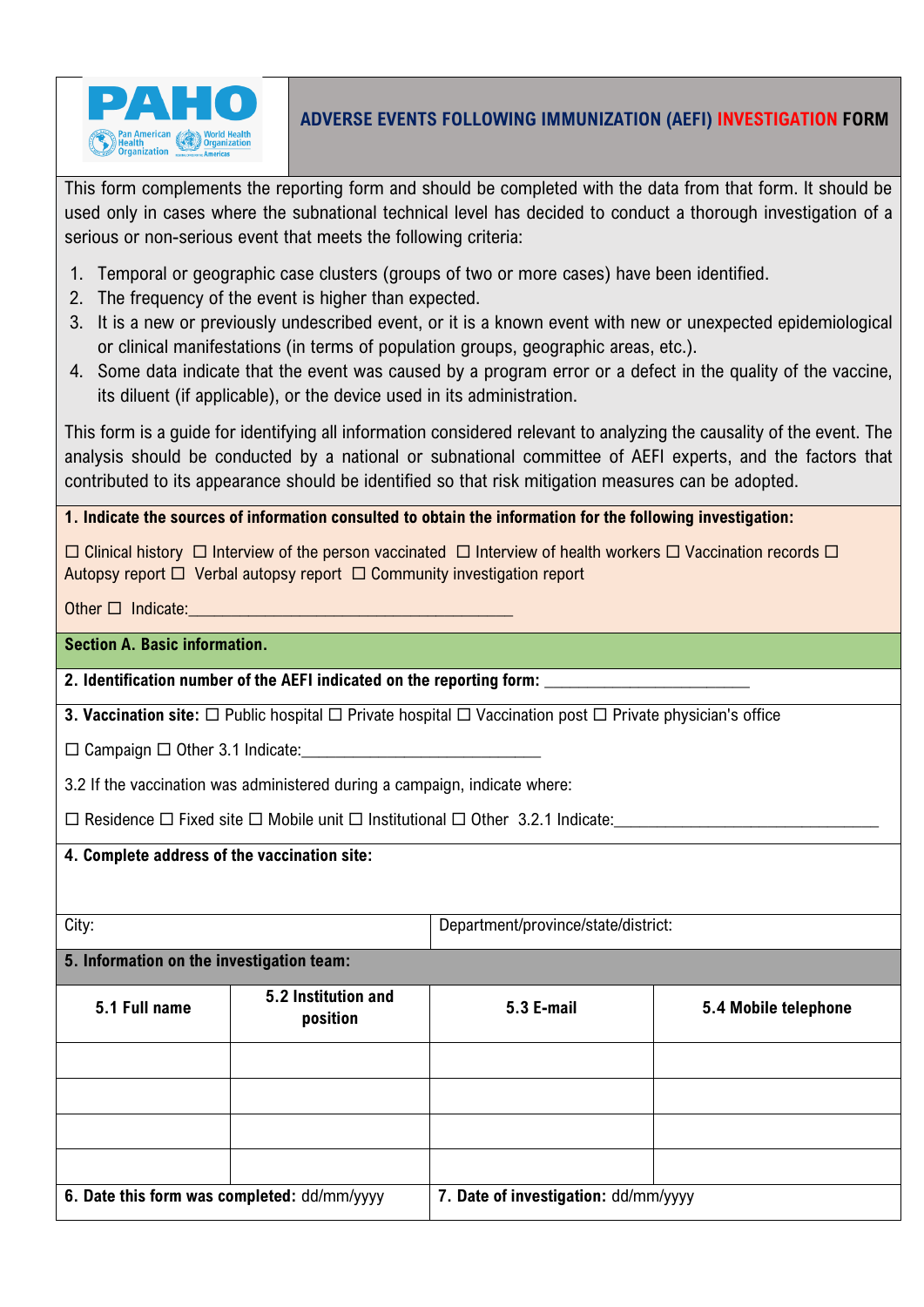# ADVERSE EVENTS FOLLOWING IMMUNIZATION (AEFI) INVESTIGATION FORM

This form complements the reporting form and should be completed with the data from that form. It should be used only in cases where the subnational technical level has decided to conduct a thorough investigation of a serious or non-serious event that meets the following criteria:

1. Temporal or geographic case clusters (groups of two or more cases) have been identified.
2. The frequency of the event is higher than expected.
3. It is a new or previously undescribed event, or it is a known event with new or unexpected epidemiological or clinical manifestations (in terms of population groups, geographic areas, etc.).
4. Some data indicate that the event was caused by a program error or a defect in the quality of the vaccine, its diluent (if applicable), or the device used in its administration.

This form is a guide for identifying all information considered relevant to analyzing the causality of the event. The analysis should be conducted by a national or subnational committee of AEFI experts, and the factors that contributed to its appearance should be identified so that risk mitigation measures can be adopted.

**1. Indicate the sources of information consulted to obtain the information for the following investigation:**

☐ Clinical history ☐ Interview of the person vaccinated ☐ Interview of health workers ☐ Vaccination records ☐ Autopsy report ☐ Verbal autopsy report ☐ Community investigation report

Other ☐ Indicate:________________________________________

## Section A. Basic information.

**2. Identification number of the AEFI indicated on the reporting form:** ___________________________

**3. Vaccination site:** ☐ Public hospital ☐ Private hospital ☐ Vaccination post ☐ Private physician's office

☐ Campaign ☐ Other 3.1 Indicate:_____________________________

3.2 If the vaccination was administered during a campaign, indicate where:

☐ Residence ☐ Fixed site ☐ Mobile unit ☐ Institutional ☐ Other 3.2.1 Indicate:_________________________________

**4. Complete address of the vaccination site:**

| City: | Department/province/state/district: |
|---|---|

**5. Information on the investigation team:**

| 5.1 Full name | 5.2 Institution and position | 5.3 E-mail | 5.4 Mobile telephone |
|---|---|---|---|
| | | | |
| | | | |
| | | | |
| | | | |

| **6. Date this form was completed:** dd/mm/yyyy | **7. Date of investigation:** dd/mm/yyyy |
|---|---|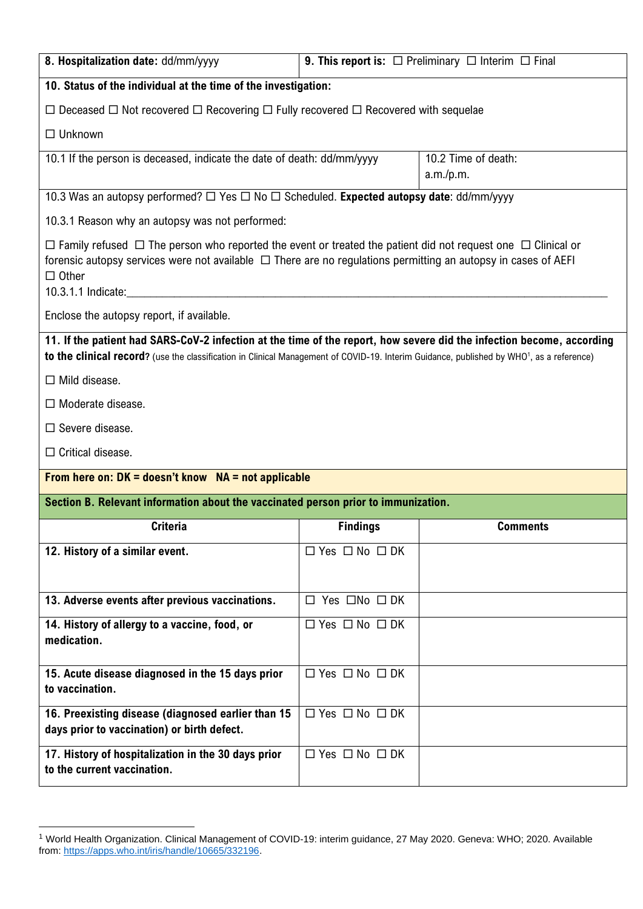| **8. Hospitalization date:** dd/mm/yyyy | **9. This report is:** ☐ Preliminary ☐ Interim ☐ Final |
|---|---|

**10. Status of the individual at the time of the investigation:**

☐ Deceased ☐ Not recovered ☐ Recovering ☐ Fully recovered ☐ Recovered with sequelae

☐ Unknown

| 10.1 If the person is deceased, indicate the date of death: dd/mm/yyyy | 10.2 Time of death: a.m./p.m. |
|---|---|

10.3 Was an autopsy performed? ☐ Yes ☐ No ☐ Scheduled. **Expected autopsy date**: dd/mm/yyyy

10.3.1 Reason why an autopsy was not performed:

☐ Family refused ☐ The person who reported the event or treated the patient did not request one ☐ Clinical or forensic autopsy services were not available ☐ There are no regulations permitting an autopsy in cases of AEFI ☐ Other

10.3.1.1 Indicate:\_\_\_\_\_\_\_\_\_\_\_\_\_\_\_\_\_\_\_\_\_\_\_\_\_\_\_\_\_\_\_\_\_\_\_\_\_\_\_\_\_\_\_\_\_\_\_\_\_\_\_\_\_\_\_\_\_\_\_\_\_\_\_\_

Enclose the autopsy report, if available.

**11. If the patient had SARS-CoV-2 infection at the time of the report, how severe did the infection become, according to the clinical record?** (use the classification in Clinical Management of COVID-19. Interim Guidance, published by WHO[1], as a reference)

☐ Mild disease.

☐ Moderate disease.

☐ Severe disease.

☐ Critical disease.

**From here on: DK = doesn't know NA = not applicable**

**Section B. Relevant information about the vaccinated person prior to immunization.**

| Criteria | Findings | Comments |
|---|---|---|
| **12. History of a similar event.** | ☐ Yes ☐ No ☐ DK | |
| **13. Adverse events after previous vaccinations.** | ☐ Yes ☐No ☐ DK | |
| **14. History of allergy to a vaccine, food, or medication.** | ☐ Yes ☐ No ☐ DK | |
| **15. Acute disease diagnosed in the 15 days prior to vaccination.** | ☐ Yes ☐ No ☐ DK | |
| **16. Preexisting disease (diagnosed earlier than 15 days prior to vaccination) or birth defect.** | ☐ Yes ☐ No ☐ DK | |
| **17. History of hospitalization in the 30 days prior to the current vaccination.** | ☐ Yes ☐ No ☐ DK | |

[1] World Health Organization. Clinical Management of COVID-19: interim guidance, 27 May 2020. Geneva: WHO; 2020. Available from: https://apps.who.int/iris/handle/10665/332196.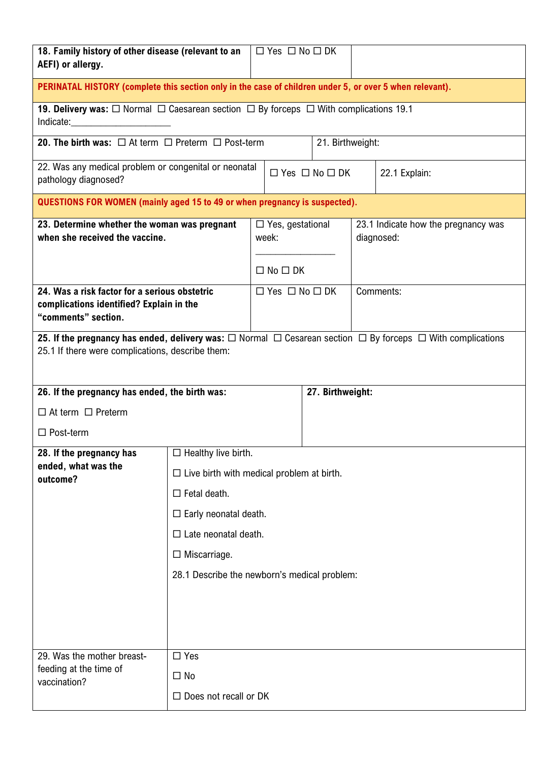| **18. Family history of other disease (relevant to an AEFI) or allergy.** | ☐ Yes ☐ No ☐ DK | |
|---|---|---|

**PERINATAL HISTORY (complete this section only in the case of children under 5, or over 5 when relevant).**

**19. Delivery was:** ☐ Normal ☐ Caesarean section ☐ By forceps ☐ With complications 19.1 Indicate:___________________

| **20. The birth was:** ☐ At term ☐ Preterm ☐ Post-term | 21. Birthweight: |
|---|---|

| 22. Was any medical problem or congenital or neonatal pathology diagnosed? | ☐ Yes ☐ No ☐ DK | 22.1 Explain: |
|---|---|---|

**QUESTIONS FOR WOMEN (mainly aged 15 to 49 or when pregnancy is suspected).**

| **23. Determine whether the woman was pregnant when she received the vaccine.** | ☐ Yes, gestational week: ________________ ☐ No ☐ DK | 23.1 Indicate how the pregnancy was diagnosed: |
|---|---|---|
| **24. Was a risk factor for a serious obstetric complications identified? Explain in the "comments" section.** | ☐ Yes ☐ No ☐ DK | Comments: |

**25. If the pregnancy has ended, delivery was:** ☐ Normal ☐ Cesarean section ☐ By forceps ☐ With complications
25.1 If there were complications, describe them:

| **26. If the pregnancy has ended, the birth was:** ☐ At term ☐ Preterm ☐ Post-term | **27. Birthweight:** |
|---|---|

| **28. If the pregnancy has ended, what was the outcome?** | ☐ Healthy live birth.<br>☐ Live birth with medical problem at birth.<br>☐ Fetal death.<br>☐ Early neonatal death.<br>☐ Late neonatal death.<br>☐ Miscarriage.<br>28.1 Describe the newborn's medical problem: |
|---|---|
| 29. Was the mother breast-feeding at the time of vaccination? | ☐ Yes<br>☐ No<br>☐ Does not recall or DK |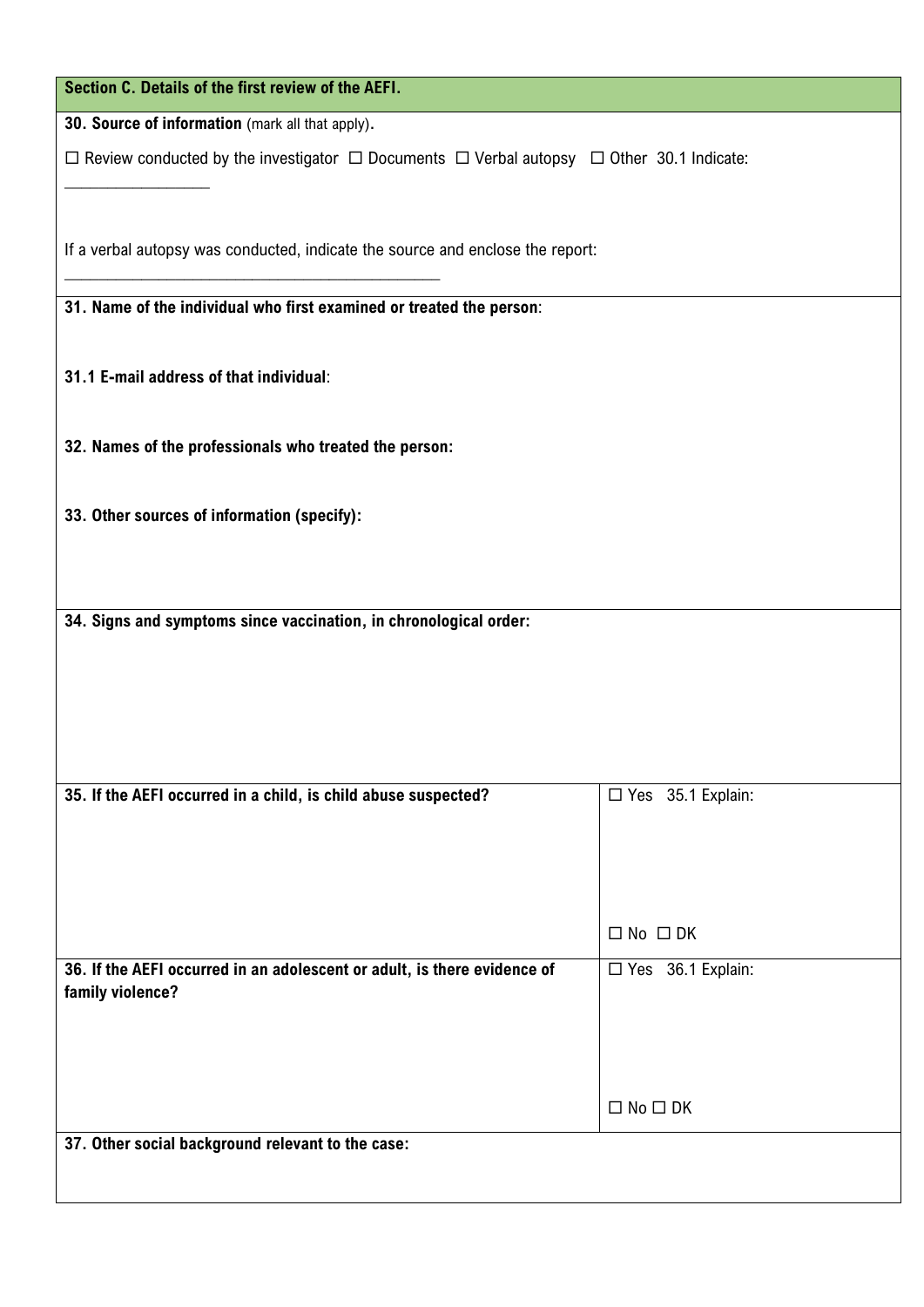## Section C. Details of the first review of the AEFI.

**30. Source of information** (mark all that apply).

☐ Review conducted by the investigator ☐ Documents ☐ Verbal autopsy ☐ Other 30.1 Indicate: \_\_\_\_\_\_\_\_\_\_\_\_\_\_\_\_\_\_

If a verbal autopsy was conducted, indicate the source and enclose the report: \_\_\_\_\_\_\_\_\_\_\_\_\_\_\_\_\_\_\_\_\_\_\_\_\_\_\_\_\_\_\_\_\_\_\_\_\_\_\_\_\_\_\_\_\_\_

**31. Name of the individual who first examined or treated the person**:

**31.1 E-mail address of that individual**:

**32. Names of the professionals who treated the person:**

**33. Other sources of information (specify):**

**34. Signs and symptoms since vaccination, in chronological order:**

| | |
|---|---|
| **35. If the AEFI occurred in a child, is child abuse suspected?** | ☐ Yes 35.1 Explain:<br><br>☐ No ☐ DK |
| **36. If the AEFI occurred in an adolescent or adult, is there evidence of family violence?** | ☐ Yes 36.1 Explain:<br><br>☐ No ☐ DK |

**37. Other social background relevant to the case:**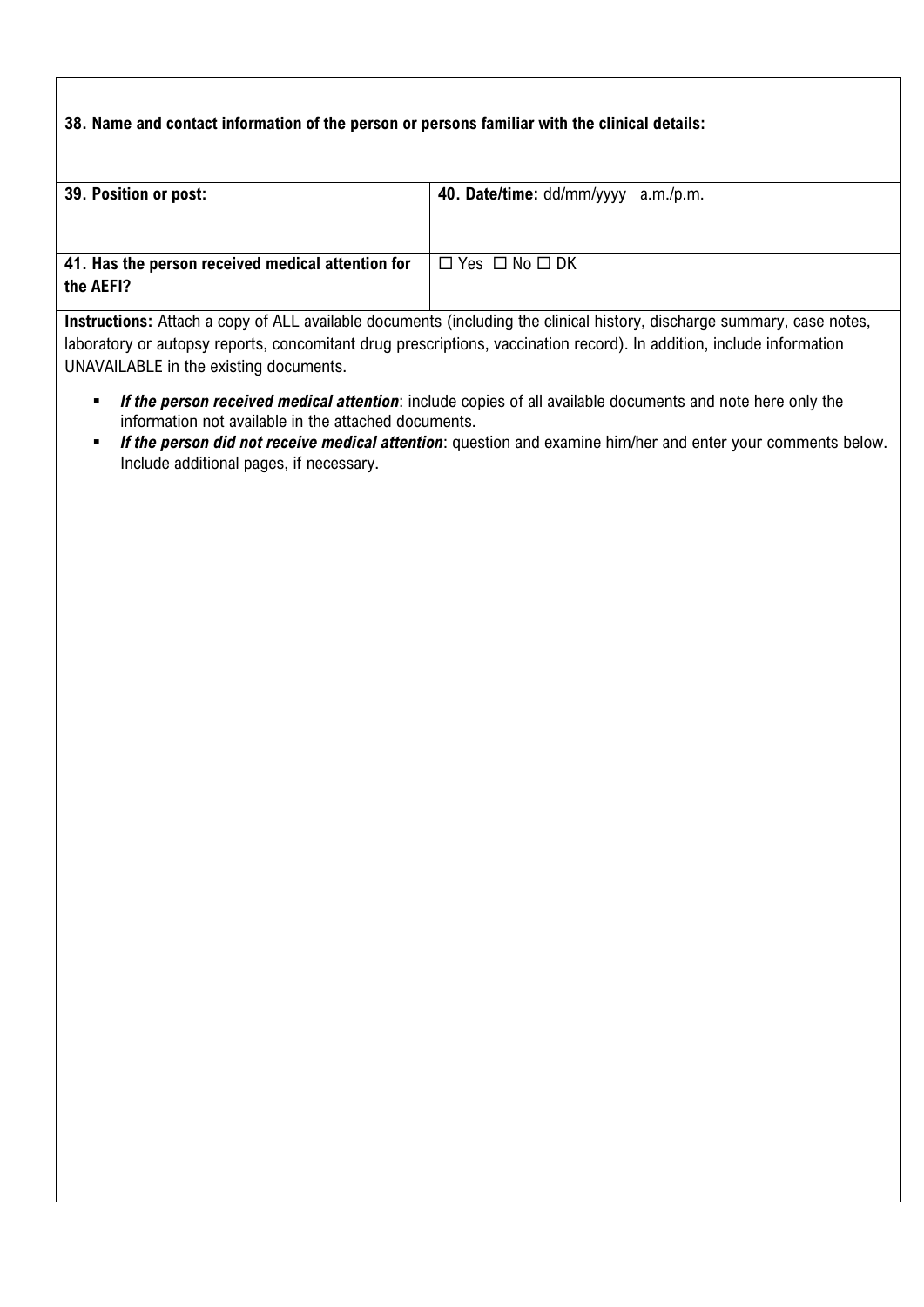| | |
|---|---|
| **38. Name and contact information of the person or persons familiar with the clinical details:** | |
| **39. Position or post:** | **40. Date/time:** dd/mm/yyyy a.m./p.m. |
| **41. Has the person received medical attention for the AEFI?** | ☐ Yes ☐ No ☐ DK |

**Instructions:** Attach a copy of ALL available documents (including the clinical history, discharge summary, case notes, laboratory or autopsy reports, concomitant drug prescriptions, vaccination record). In addition, include information UNAVAILABLE in the existing documents.

- ***If the person received medical attention***: include copies of all available documents and note here only the information not available in the attached documents.
- ***If the person did not receive medical attention***: question and examine him/her and enter your comments below. Include additional pages, if necessary.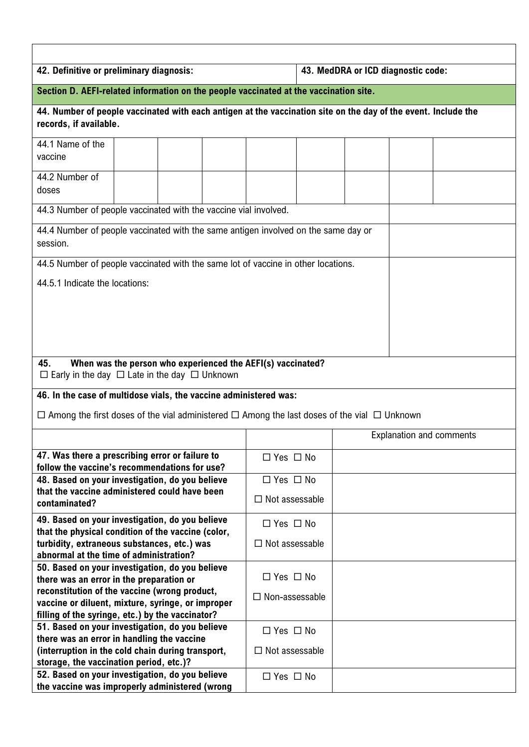| 42. Definitive or preliminary diagnosis: | 43. MedDRA or ICD diagnostic code: |
|---|---|

**Section D. AEFI-related information on the people vaccinated at the vaccination site.**

**44. Number of people vaccinated with each antigen at the vaccination site on the day of the event. Include the records, if available.**

| 44.1 Name of the vaccine | | | | | | | | |
|---|---|---|---|---|---|---|---|---|
| 44.2 Number of doses | | | | | | | | |

| | |
|---|---|
| 44.3 Number of people vaccinated with the vaccine vial involved. | |
| 44.4 Number of people vaccinated with the same antigen involved on the same day or session. | |
| 44.5 Number of people vaccinated with the same lot of vaccine in other locations.<br><br>44.5.1 Indicate the locations: | |

**45. When was the person who experienced the AEFI(s) vaccinated?**
☐ Early in the day ☐ Late in the day ☐ Unknown

**46. In the case of multidose vials, the vaccine administered was:**

☐ Among the first doses of the vial administered ☐ Among the last doses of the vial ☐ Unknown

| | | Explanation and comments |
|---|---|---|
| **47. Was there a prescribing error or failure to follow the vaccine's recommendations for use?** | ☐ Yes ☐ No | |
| **48. Based on your investigation, do you believe that the vaccine administered could have been contaminated?** | ☐ Yes ☐ No<br>☐ Not assessable | |
| **49. Based on your investigation, do you believe that the physical condition of the vaccine (color, turbidity, extraneous substances, etc.) was abnormal at the time of administration?** | ☐ Yes ☐ No<br>☐ Not assessable | |
| **50. Based on your investigation, do you believe there was an error in the preparation or reconstitution of the vaccine (wrong product, vaccine or diluent, mixture, syringe, or improper filling of the syringe, etc.) by the vaccinator?** | ☐ Yes ☐ No<br>☐ Non-assessable | |
| **51. Based on your investigation, do you believe there was an error in handling the vaccine (interruption in the cold chain during transport, storage, the vaccination period, etc.)?** | ☐ Yes ☐ No<br>☐ Not assessable | |
| **52. Based on your investigation, do you believe the vaccine was improperly administered (wrong** | ☐ Yes ☐ No | |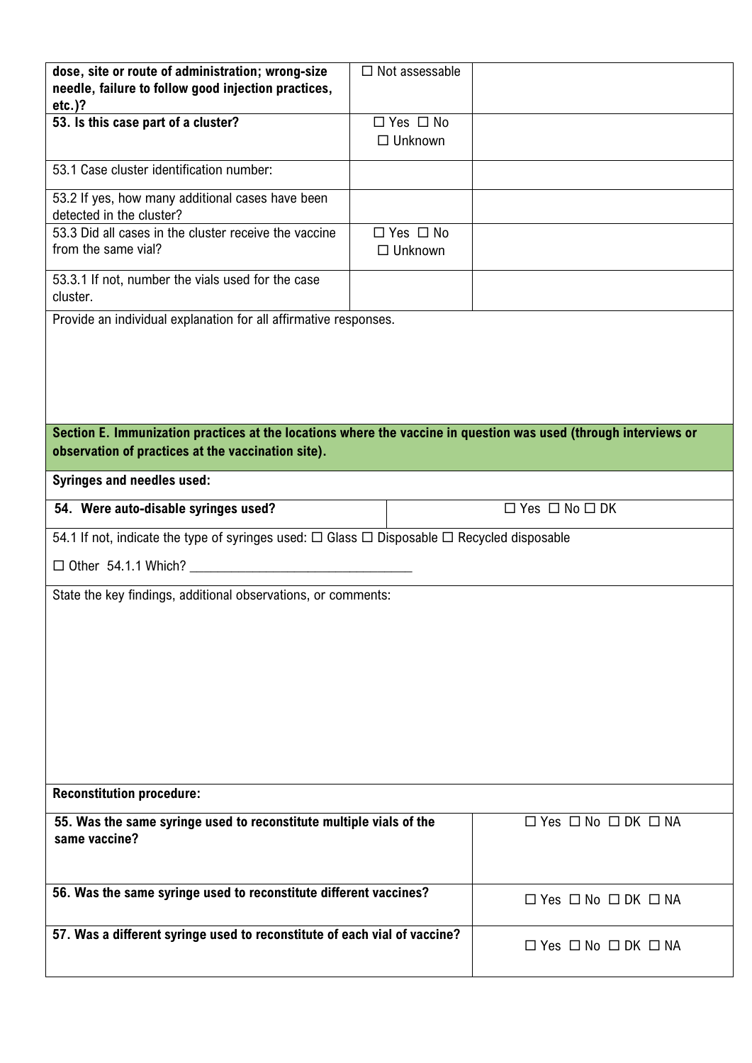| | | |
|---|---|---|
| **dose, site or route of administration; wrong-size needle, failure to follow good injection practices, etc.)?** | ☐ Not assessable | |
| **53. Is this case part of a cluster?** | ☐ Yes ☐ No ☐ Unknown | |
| 53.1 Case cluster identification number: | | |
| 53.2 If yes, how many additional cases have been detected in the cluster? | | |
| 53.3 Did all cases in the cluster receive the vaccine from the same vial? | ☐ Yes ☐ No ☐ Unknown | |
| 53.3.1 If not, number the vials used for the case cluster. | | |

Provide an individual explanation for all affirmative responses.

**Section E. Immunization practices at the locations where the vaccine in question was used (through interviews or observation of practices at the vaccination site).**

**Syringes and needles used:**

| | |
|---|---|
| **54. Were auto-disable syringes used?** | ☐ Yes ☐ No ☐ DK |

54.1 If not, indicate the type of syringes used: ☐ Glass ☐ Disposable ☐ Recycled disposable

☐ Other 54.1.1 Which? ________________________________

State the key findings, additional observations, or comments:

**Reconstitution procedure:**

| | |
|---|---|
| **55. Was the same syringe used to reconstitute multiple vials of the same vaccine?** | ☐ Yes ☐ No ☐ DK ☐ NA |
| **56. Was the same syringe used to reconstitute different vaccines?** | ☐ Yes ☐ No ☐ DK ☐ NA |
| **57. Was a different syringe used to reconstitute of each vial of vaccine?** | ☐ Yes ☐ No ☐ DK ☐ NA |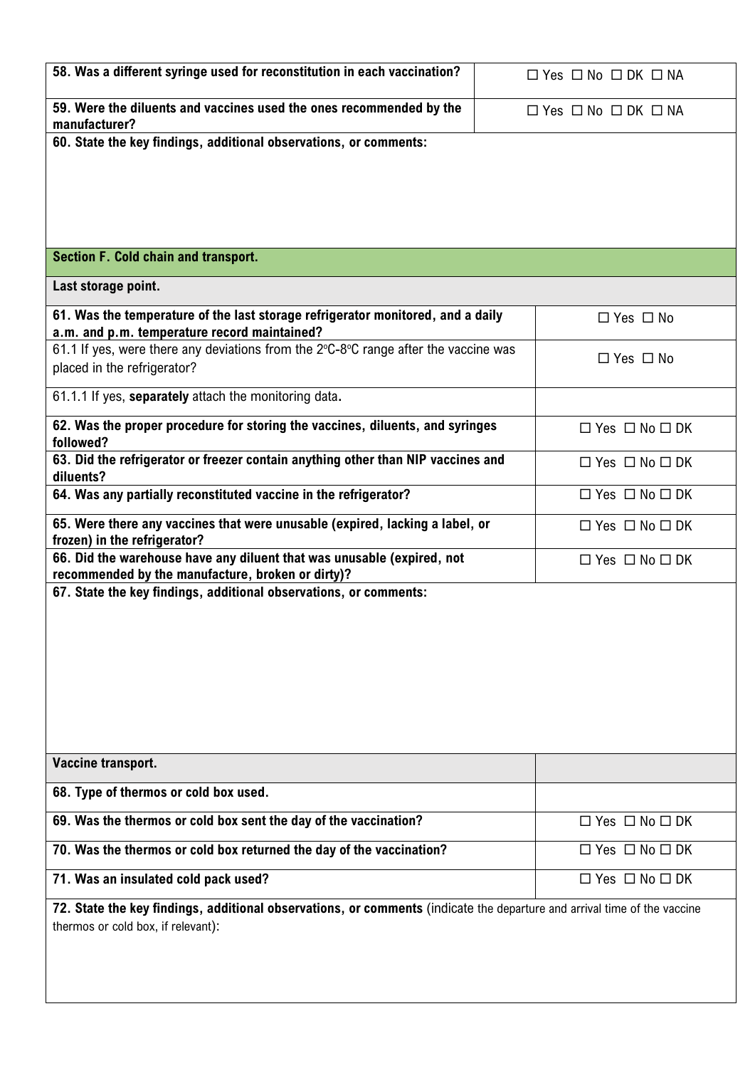| | |
|---|---|
| **58. Was a different syringe used for reconstitution in each vaccination?** | ☐ Yes ☐ No ☐ DK ☐ NA |
| **59. Were the diluents and vaccines used the ones recommended by the manufacturer?** | ☐ Yes ☐ No ☐ DK ☐ NA |

**60. State the key findings, additional observations, or comments:**

## Section F. Cold chain and transport.

### Last storage point.

| | |
|---|---|
| **61. Was the temperature of the last storage refrigerator monitored, and a daily a.m. and p.m. temperature record maintained?** | ☐ Yes ☐ No |
| 61.1 If yes, were there any deviations from the 2°C-8°C range after the vaccine was placed in the refrigerator? | ☐ Yes ☐ No |
| 61.1.1 If yes, **separately** attach the monitoring data**.** | |
| **62. Was the proper procedure for storing the vaccines, diluents, and syringes followed?** | ☐ Yes ☐ No ☐ DK |
| **63. Did the refrigerator or freezer contain anything other than NIP vaccines and diluents?** | ☐ Yes ☐ No ☐ DK |
| **64. Was any partially reconstituted vaccine in the refrigerator?** | ☐ Yes ☐ No ☐ DK |
| **65. Were there any vaccines that were unusable (expired, lacking a label, or frozen) in the refrigerator?** | ☐ Yes ☐ No ☐ DK |
| **66. Did the warehouse have any diluent that was unusable (expired, not recommended by the manufacture, broken or dirty)?** | ☐ Yes ☐ No ☐ DK |

**67. State the key findings, additional observations, or comments:**

### Vaccine transport.

| | |
|---|---|
| **68. Type of thermos or cold box used.** | |
| **69. Was the thermos or cold box sent the day of the vaccination?** | ☐ Yes ☐ No ☐ DK |
| **70. Was the thermos or cold box returned the day of the vaccination?** | ☐ Yes ☐ No ☐ DK |
| **71. Was an insulated cold pack used?** | ☐ Yes ☐ No ☐ DK |

**72. State the key findings, additional observations, or comments** (indicate the departure and arrival time of the vaccine thermos or cold box, if relevant):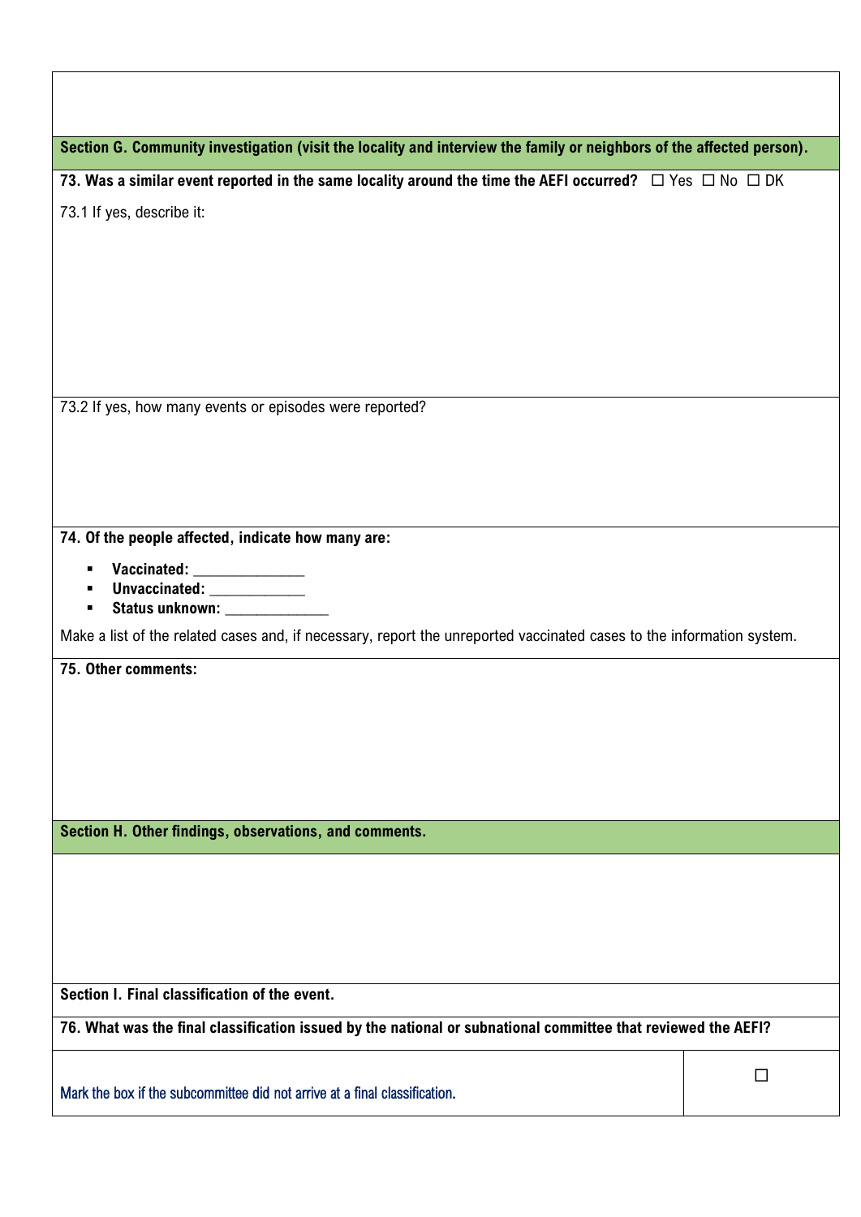**Section G. Community investigation (visit the locality and interview the family or neighbors of the affected person).**

**73. Was a similar event reported in the same locality around the time the AEFI occurred?** ☐ Yes ☐ No ☐ DK

73.1 If yes, describe it:

73.2 If yes, how many events or episodes were reported?

**74. Of the people affected, indicate how many are:**

- **Vaccinated:** ______________
- **Unvaccinated:** ____________
- **Status unknown:** _____________

Make a list of the related cases and, if necessary, report the unreported vaccinated cases to the information system.

**75. Other comments:**

**Section H. Other findings, observations, and comments.**

**Section I. Final classification of the event.**

**76. What was the final classification issued by the national or subnational committee that reviewed the AEFI?**

| Mark the box if the subcommittee did not arrive at a final classification. | ☐ |
|---|---|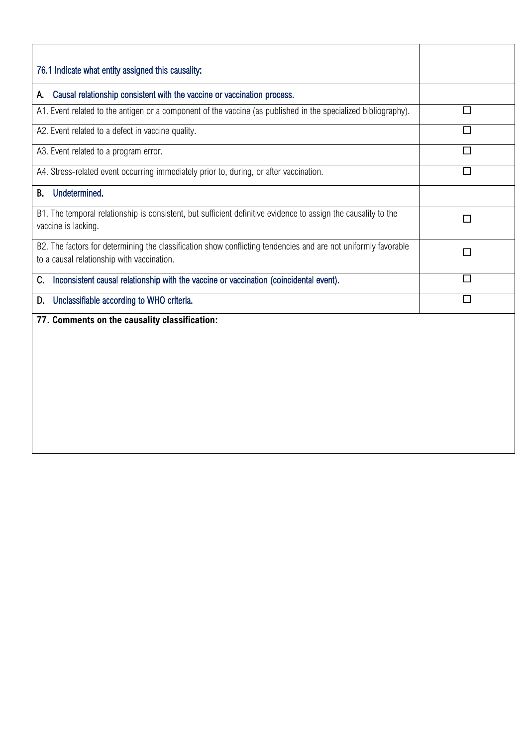| 76.1 Indicate what entity assigned this causality: | |
|---|---|
| **A. Causal relationship consistent with the vaccine or vaccination process.** | |
| A1. Event related to the antigen or a component of the vaccine (as published in the specialized bibliography). | ☐ |
| A2. Event related to a defect in vaccine quality. | ☐ |
| A3. Event related to a program error. | ☐ |
| A4. Stress-related event occurring immediately prior to, during, or after vaccination. | ☐ |
| **B. Undetermined.** | |
| B1. The temporal relationship is consistent, but sufficient definitive evidence to assign the causality to the vaccine is lacking. | ☐ |
| B2. The factors for determining the classification show conflicting tendencies and are not uniformly favorable to a causal relationship with vaccination. | ☐ |
| **C. Inconsistent causal relationship with the vaccine or vaccination (coincidental event).** | ☐ |
| **D. Unclassifiable according to WHO criteria.** | ☐ |

**77. Comments on the causality classification:**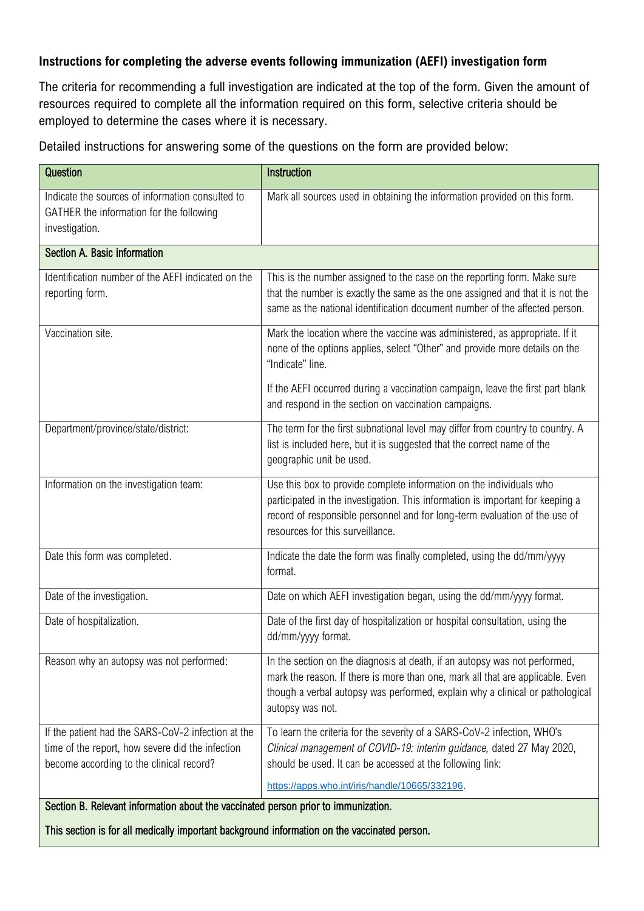**Instructions for completing the adverse events following immunization (AEFI) investigation form**

The criteria for recommending a full investigation are indicated at the top of the form. Given the amount of resources required to complete all the information required on this form, selective criteria should be employed to determine the cases where it is necessary.

Detailed instructions for answering some of the questions on the form are provided below:

| Question | Instruction |
|---|---|
| Indicate the sources of information consulted to GATHER the information for the following investigation. | Mark all sources used in obtaining the information provided on this form. |
| **Section A. Basic information** | |
| Identification number of the AEFI indicated on the reporting form. | This is the number assigned to the case on the reporting form. Make sure that the number is exactly the same as the one assigned and that it is not the same as the national identification document number of the affected person. |
| Vaccination site. | Mark the location where the vaccine was administered, as appropriate. If it none of the options applies, select "Other" and provide more details on the "Indicate" line.<br><br>If the AEFI occurred during a vaccination campaign, leave the first part blank and respond in the section on vaccination campaigns. |
| Department/province/state/district: | The term for the first subnational level may differ from country to country. A list is included here, but it is suggested that the correct name of the geographic unit be used. |
| Information on the investigation team: | Use this box to provide complete information on the individuals who participated in the investigation. This information is important for keeping a record of responsible personnel and for long-term evaluation of the use of resources for this surveillance. |
| Date this form was completed. | Indicate the date the form was finally completed, using the dd/mm/yyyy format. |
| Date of the investigation. | Date on which AEFI investigation began, using the dd/mm/yyyy format. |
| Date of hospitalization. | Date of the first day of hospitalization or hospital consultation, using the dd/mm/yyyy format. |
| Reason why an autopsy was not performed: | In the section on the diagnosis at death, if an autopsy was not performed, mark the reason. If there is more than one, mark all that are applicable. Even though a verbal autopsy was performed, explain why a clinical or pathological autopsy was not. |
| If the patient had the SARS-CoV-2 infection at the time of the report, how severe did the infection become according to the clinical record? | To learn the criteria for the severity of a SARS-CoV-2 infection, WHO's *Clinical management of COVID-19: interim guidance,* dated 27 May 2020, should be used. It can be accessed at the following link:<br><br>https://apps.who.int/iris/handle/10665/332196. |
| **Section B. Relevant information about the vaccinated person prior to immunization.**<br><br>**This section is for all medically important background information on the vaccinated person.** | |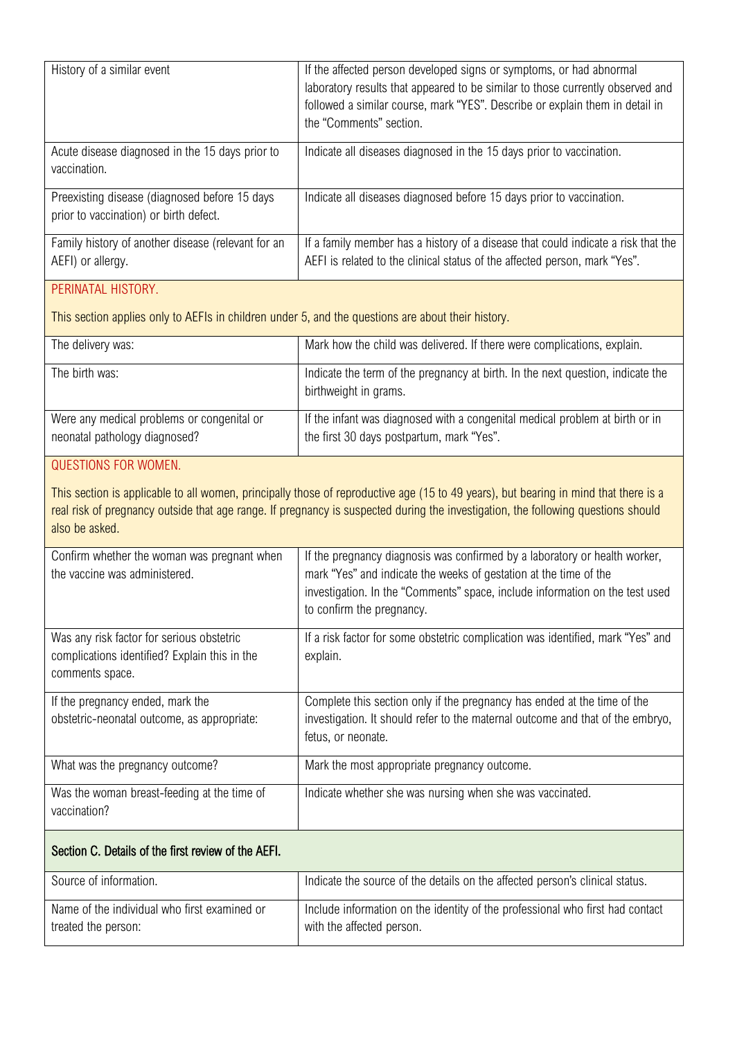| | |
|---|---|
| History of a similar event | If the affected person developed signs or symptoms, or had abnormal laboratory results that appeared to be similar to those currently observed and followed a similar course, mark "YES". Describe or explain them in detail in the "Comments" section. |
| Acute disease diagnosed in the 15 days prior to vaccination. | Indicate all diseases diagnosed in the 15 days prior to vaccination. |
| Preexisting disease (diagnosed before 15 days prior to vaccination) or birth defect. | Indicate all diseases diagnosed before 15 days prior to vaccination. |
| Family history of another disease (relevant for an AEFI) or allergy. | If a family member has a history of a disease that could indicate a risk that the AEFI is related to the clinical status of the affected person, mark "Yes". |

PERINATAL HISTORY.

This section applies only to AEFIs in children under 5, and the questions are about their history.

| | |
|---|---|
| The delivery was: | Mark how the child was delivered. If there were complications, explain. |
| The birth was: | Indicate the term of the pregnancy at birth. In the next question, indicate the birthweight in grams. |
| Were any medical problems or congenital or neonatal pathology diagnosed? | If the infant was diagnosed with a congenital medical problem at birth or in the first 30 days postpartum, mark "Yes". |

QUESTIONS FOR WOMEN.

This section is applicable to all women, principally those of reproductive age (15 to 49 years), but bearing in mind that there is a real risk of pregnancy outside that age range. If pregnancy is suspected during the investigation, the following questions should also be asked.

| | |
|---|---|
| Confirm whether the woman was pregnant when the vaccine was administered. | If the pregnancy diagnosis was confirmed by a laboratory or health worker, mark "Yes" and indicate the weeks of gestation at the time of the investigation. In the "Comments" space, include information on the test used to confirm the pregnancy. |
| Was any risk factor for serious obstetric complications identified? Explain this in the comments space. | If a risk factor for some obstetric complication was identified, mark "Yes" and explain. |
| If the pregnancy ended, mark the obstetric-neonatal outcome, as appropriate: | Complete this section only if the pregnancy has ended at the time of the investigation. It should refer to the maternal outcome and that of the embryo, fetus, or neonate. |
| What was the pregnancy outcome? | Mark the most appropriate pregnancy outcome. |
| Was the woman breast-feeding at the time of vaccination? | Indicate whether she was nursing when she was vaccinated. |

## Section C. Details of the first review of the AEFI.

| | |
|---|---|
| Source of information. | Indicate the source of the details on the affected person's clinical status. |
| Name of the individual who first examined or treated the person: | Include information on the identity of the professional who first had contact with the affected person. |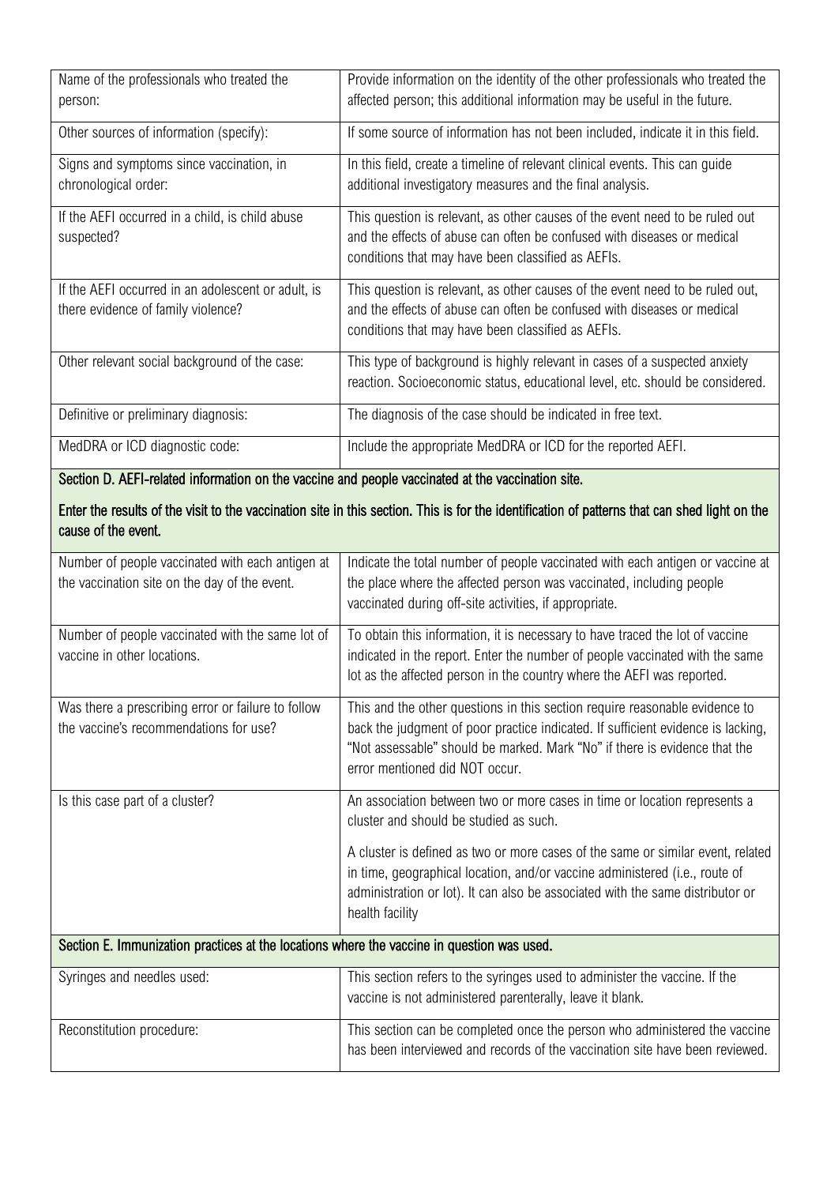| | |
|---|---|
| Name of the professionals who treated the person: | Provide information on the identity of the other professionals who treated the affected person; this additional information may be useful in the future. |
| Other sources of information (specify): | If some source of information has not been included, indicate it in this field. |
| Signs and symptoms since vaccination, in chronological order: | In this field, create a timeline of relevant clinical events. This can guide additional investigatory measures and the final analysis. |
| If the AEFI occurred in a child, is child abuse suspected? | This question is relevant, as other causes of the event need to be ruled out and the effects of abuse can often be confused with diseases or medical conditions that may have been classified as AEFIs. |
| If the AEFI occurred in an adolescent or adult, is there evidence of family violence? | This question is relevant, as other causes of the event need to be ruled out, and the effects of abuse can often be confused with diseases or medical conditions that may have been classified as AEFIs. |
| Other relevant social background of the case: | This type of background is highly relevant in cases of a suspected anxiety reaction. Socioeconomic status, educational level, etc. should be considered. |
| Definitive or preliminary diagnosis: | The diagnosis of the case should be indicated in free text. |
| MedDRA or ICD diagnostic code: | Include the appropriate MedDRA or ICD for the reported AEFI. |
| **Section D. AEFI-related information on the vaccine and people vaccinated at the vaccination site.** **Enter the results of the visit to the vaccination site in this section. This is for the identification of patterns that can shed light on the cause of the event.** | |
| Number of people vaccinated with each antigen at the vaccination site on the day of the event. | Indicate the total number of people vaccinated with each antigen or vaccine at the place where the affected person was vaccinated, including people vaccinated during off-site activities, if appropriate. |
| Number of people vaccinated with the same lot of vaccine in other locations. | To obtain this information, it is necessary to have traced the lot of vaccine indicated in the report. Enter the number of people vaccinated with the same lot as the affected person in the country where the AEFI was reported. |
| Was there a prescribing error or failure to follow the vaccine's recommendations for use? | This and the other questions in this section require reasonable evidence to back the judgment of poor practice indicated. If sufficient evidence is lacking, "Not assessable" should be marked. Mark "No" if there is evidence that the error mentioned did NOT occur. |
| Is this case part of a cluster? | An association between two or more cases in time or location represents a cluster and should be studied as such. A cluster is defined as two or more cases of the same or similar event, related in time, geographical location, and/or vaccine administered (i.e., route of administration or lot). It can also be associated with the same distributor or health facility |
| **Section E. Immunization practices at the locations where the vaccine in question was used.** | |
| Syringes and needles used: | This section refers to the syringes used to administer the vaccine. If the vaccine is not administered parenterally, leave it blank. |
| Reconstitution procedure: | This section can be completed once the person who administered the vaccine has been interviewed and records of the vaccination site have been reviewed. |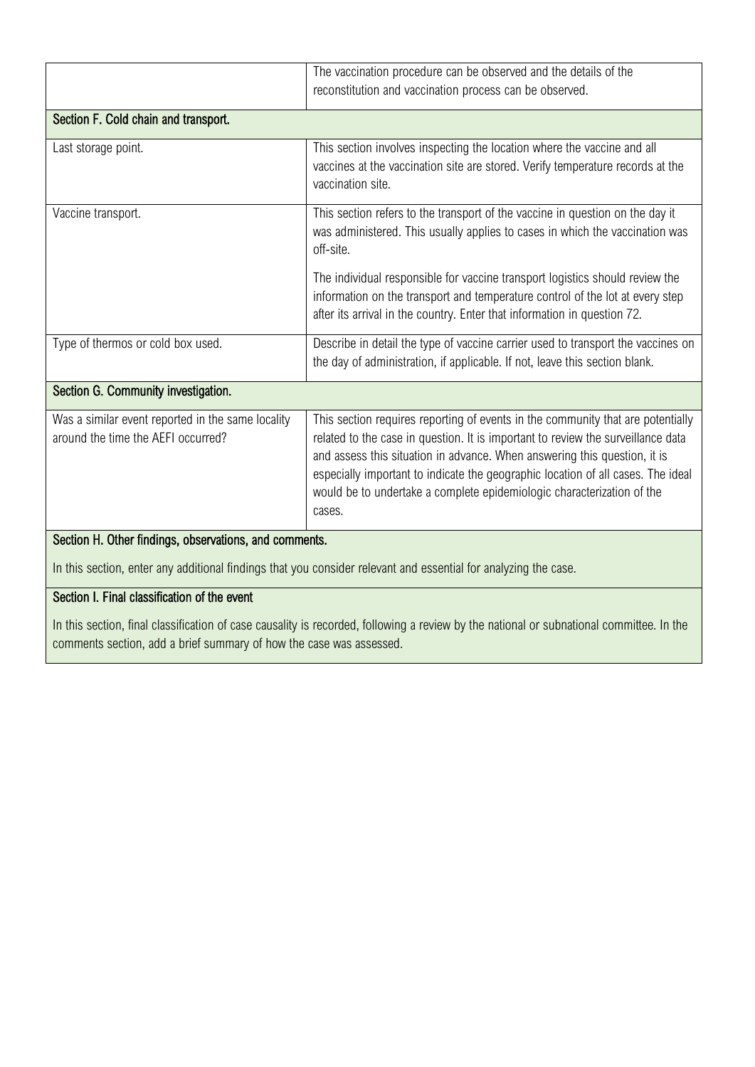| | |
|---|---|
| | The vaccination procedure can be observed and the details of the reconstitution and vaccination process can be observed. |
| **Section F. Cold chain and transport.** | |
| Last storage point. | This section involves inspecting the location where the vaccine and all vaccines at the vaccination site are stored. Verify temperature records at the vaccination site. |
| Vaccine transport. | This section refers to the transport of the vaccine in question on the day it was administered. This usually applies to cases in which the vaccination was off-site.<br><br>The individual responsible for vaccine transport logistics should review the information on the transport and temperature control of the lot at every step after its arrival in the country. Enter that information in question 72. |
| Type of thermos or cold box used. | Describe in detail the type of vaccine carrier used to transport the vaccines on the day of administration, if applicable. If not, leave this section blank. |
| **Section G. Community investigation.** | |
| Was a similar event reported in the same locality around the time the AEFI occurred? | This section requires reporting of events in the community that are potentially related to the case in question. It is important to review the surveillance data and assess this situation in advance. When answering this question, it is especially important to indicate the geographic location of all cases. The ideal would be to undertake a complete epidemiologic characterization of the cases. |
| **Section H. Other findings, observations, and comments.** | |
| In this section, enter any additional findings that you consider relevant and essential for analyzing the case. | |
| **Section I. Final classification of the event** | |
| In this section, final classification of case causality is recorded, following a review by the national or subnational committee. In the comments section, add a brief summary of how the case was assessed. | |